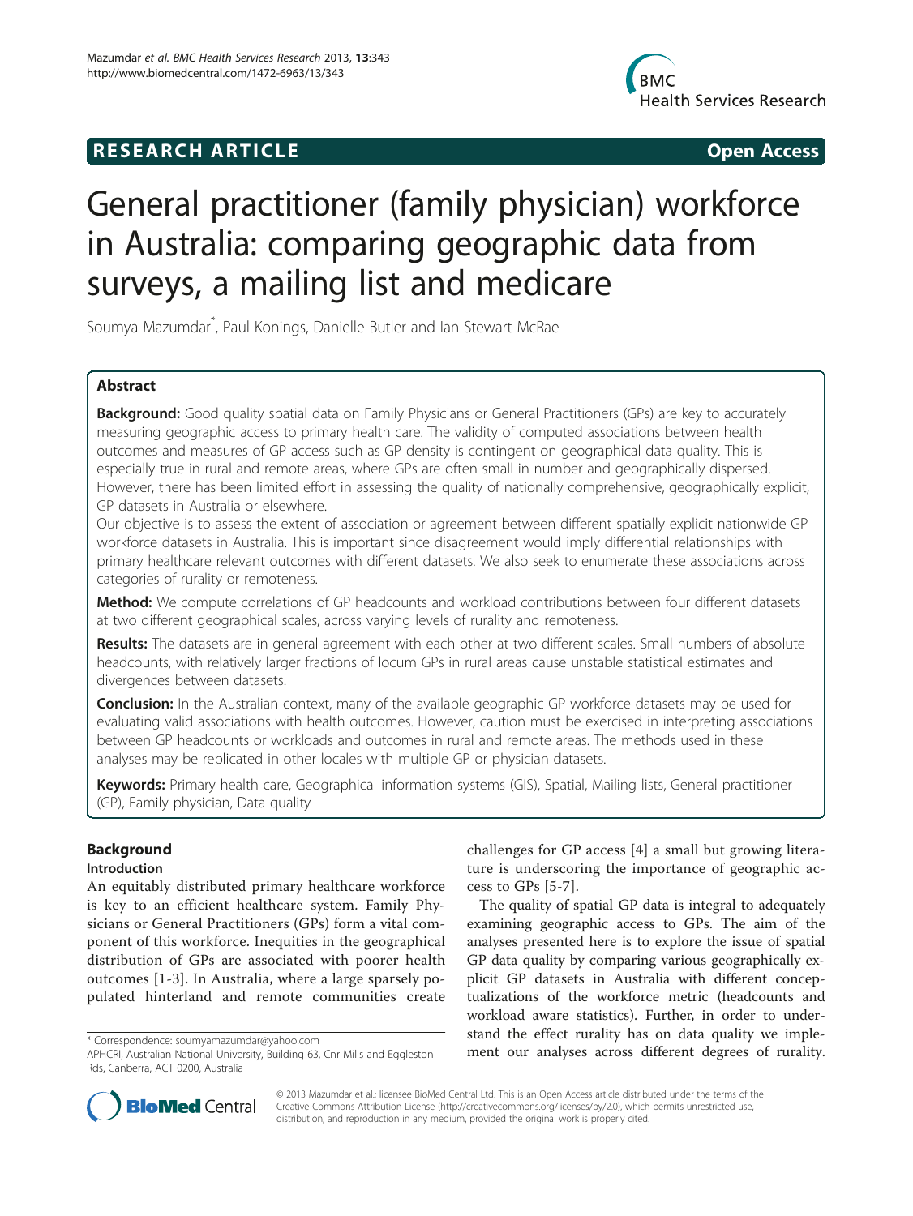RESEARCH ARTICLE Open Access

# General practitioner (family physician) workforce in Australia: comparing geographic data from surveys, a mailing list and medicare

Soumya Mazumdar*, Paul Konings, Danielle Butler and Ian Stewart McRae

## Abstract

**Background:** Good quality spatial data on Family Physicians or General Practitioners (GPs) are key to accurately measuring geographic access to primary health care. The validity of computed associations between health outcomes and measures of GP access such as GP density is contingent on geographical data quality. This is especially true in rural and remote areas, where GPs are often small in number and geographically dispersed. However, there has been limited effort in assessing the quality of nationally comprehensive, geographically explicit, GP datasets in Australia or elsewhere.

Our objective is to assess the extent of association or agreement between different spatially explicit nationwide GP workforce datasets in Australia. This is important since disagreement would imply differential relationships with primary healthcare relevant outcomes with different datasets. We also seek to enumerate these associations across categories of rurality or remoteness.

**Method:** We compute correlations of GP headcounts and workload contributions between four different datasets at two different geographical scales, across varying levels of rurality and remoteness.

**Results:** The datasets are in general agreement with each other at two different scales. Small numbers of absolute headcounts, with relatively larger fractions of locum GPs in rural areas cause unstable statistical estimates and divergences between datasets.

**Conclusion:** In the Australian context, many of the available geographic GP workforce datasets may be used for evaluating valid associations with health outcomes. However, caution must be exercised in interpreting associations between GP headcounts or workloads and outcomes in rural and remote areas. The methods used in these analyses may be replicated in other locales with multiple GP or physician datasets.

**Keywords:** Primary health care, Geographical information systems (GIS), Spatial, Mailing lists, General practitioner (GP), Family physician, Data quality

## Background

### Introduction

An equitably distributed primary healthcare workforce is key to an efficient healthcare system. Family Physicians or General Practitioners (GPs) form a vital component of this workforce. Inequities in the geographical distribution of GPs are associated with poorer health outcomes [1-3]. In Australia, where a large sparsely populated hinterland and remote communities create challenges for GP access [4] a small but growing literature is underscoring the importance of geographic access to GPs [5-7].

The quality of spatial GP data is integral to adequately examining geographic access to GPs. The aim of the analyses presented here is to explore the issue of spatial GP data quality by comparing various geographically explicit GP datasets in Australia with different conceptualizations of the workforce metric (headcounts and workload aware statistics). Further, in order to understand the effect rurality has on data quality we implement our analyses across different degrees of rurality.

\* Correspondence: soumyamazumdar@yahoo.com
APHCRI, Australian National University, Building 63, Cnr Mills and Eggleston Rds, Canberra, ACT 0200, Australia

© 2013 Mazumdar et al.; licensee BioMed Central Ltd. This is an Open Access article distributed under the terms of the Creative Commons Attribution License (http://creativecommons.org/licenses/by/2.0), which permits unrestricted use, distribution, and reproduction in any medium, provided the original work is properly cited.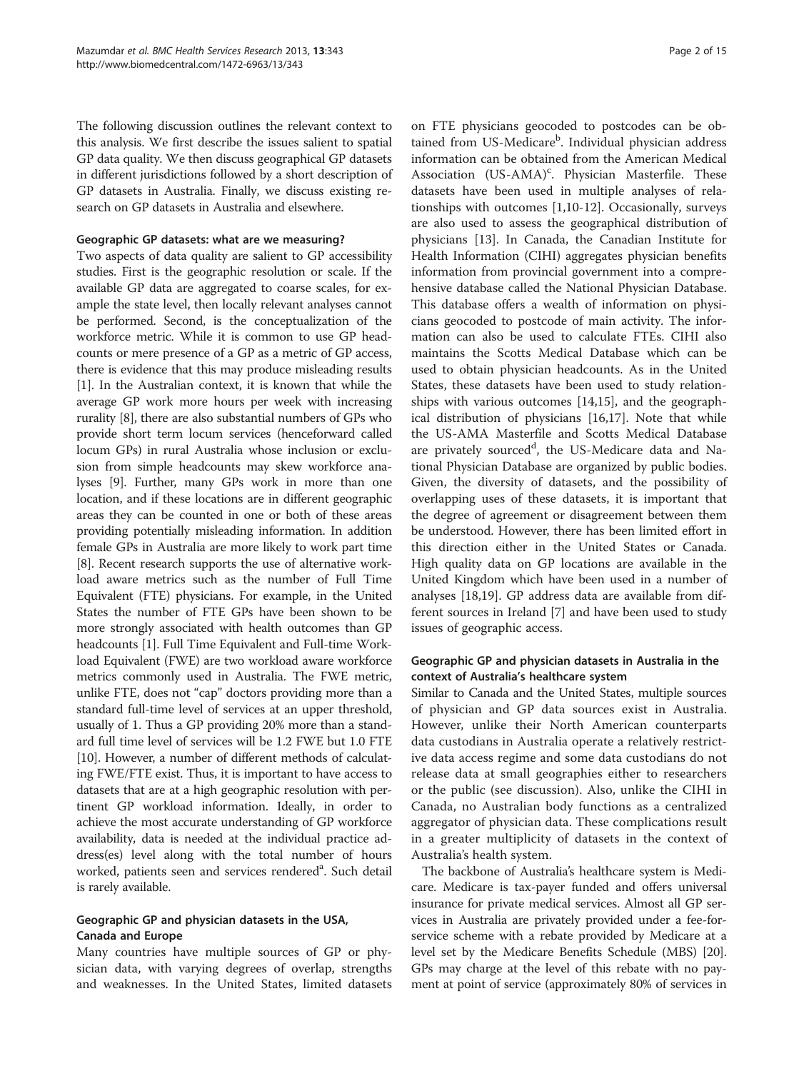The following discussion outlines the relevant context to this analysis. We first describe the issues salient to spatial GP data quality. We then discuss geographical GP datasets in different jurisdictions followed by a short description of GP datasets in Australia. Finally, we discuss existing research on GP datasets in Australia and elsewhere.

### Geographic GP datasets: what are we measuring?

Two aspects of data quality are salient to GP accessibility studies. First is the geographic resolution or scale. If the available GP data are aggregated to coarse scales, for example the state level, then locally relevant analyses cannot be performed. Second, is the conceptualization of the workforce metric. While it is common to use GP headcounts or mere presence of a GP as a metric of GP access, there is evidence that this may produce misleading results [1]. In the Australian context, it is known that while the average GP work more hours per week with increasing rurality [8], there are also substantial numbers of GPs who provide short term locum services (henceforward called locum GPs) in rural Australia whose inclusion or exclusion from simple headcounts may skew workforce analyses [9]. Further, many GPs work in more than one location, and if these locations are in different geographic areas they can be counted in one or both of these areas providing potentially misleading information. In addition female GPs in Australia are more likely to work part time [8]. Recent research supports the use of alternative workload aware metrics such as the number of Full Time Equivalent (FTE) physicians. For example, in the United States the number of FTE GPs have been shown to be more strongly associated with health outcomes than GP headcounts [1]. Full Time Equivalent and Full-time Workload Equivalent (FWE) are two workload aware workforce metrics commonly used in Australia. The FWE metric, unlike FTE, does not "cap" doctors providing more than a standard full-time level of services at an upper threshold, usually of 1. Thus a GP providing 20% more than a standard full time level of services will be 1.2 FWE but 1.0 FTE [10]. However, a number of different methods of calculating FWE/FTE exist. Thus, it is important to have access to datasets that are at a high geographic resolution with pertinent GP workload information. Ideally, in order to achieve the most accurate understanding of GP workforce availability, data is needed at the individual practice address(es) level along with the total number of hours worked, patients seen and services rendered[a]. Such detail is rarely available.

### Geographic GP and physician datasets in the USA, Canada and Europe

Many countries have multiple sources of GP or physician data, with varying degrees of overlap, strengths and weaknesses. In the United States, limited datasets on FTE physicians geocoded to postcodes can be obtained from US-Medicare[b]. Individual physician address information can be obtained from the American Medical Association (US-AMA)[c]. Physician Masterfile. These datasets have been used in multiple analyses of relationships with outcomes [1,10-12]. Occasionally, surveys are also used to assess the geographical distribution of physicians [13]. In Canada, the Canadian Institute for Health Information (CIHI) aggregates physician benefits information from provincial government into a comprehensive database called the National Physician Database. This database offers a wealth of information on physicians geocoded to postcode of main activity. The information can also be used to calculate FTEs. CIHI also maintains the Scotts Medical Database which can be used to obtain physician headcounts. As in the United States, these datasets have been used to study relationships with various outcomes [14,15], and the geographical distribution of physicians [16,17]. Note that while the US-AMA Masterfile and Scotts Medical Database are privately sourced[d], the US-Medicare data and National Physician Database are organized by public bodies. Given, the diversity of datasets, and the possibility of overlapping uses of these datasets, it is important that the degree of agreement or disagreement between them be understood. However, there has been limited effort in this direction either in the United States or Canada. High quality data on GP locations are available in the United Kingdom which have been used in a number of analyses [18,19]. GP address data are available from different sources in Ireland [7] and have been used to study issues of geographic access.

### Geographic GP and physician datasets in Australia in the context of Australia's healthcare system

Similar to Canada and the United States, multiple sources of physician and GP data sources exist in Australia. However, unlike their North American counterparts data custodians in Australia operate a relatively restrictive data access regime and some data custodians do not release data at small geographies either to researchers or the public (see discussion). Also, unlike the CIHI in Canada, no Australian body functions as a centralized aggregator of physician data. These complications result in a greater multiplicity of datasets in the context of Australia's health system.

The backbone of Australia's healthcare system is Medicare. Medicare is tax-payer funded and offers universal insurance for private medical services. Almost all GP services in Australia are privately provided under a fee-for-service scheme with a rebate provided by Medicare at a level set by the Medicare Benefits Schedule (MBS) [20]. GPs may charge at the level of this rebate with no payment at point of service (approximately 80% of services in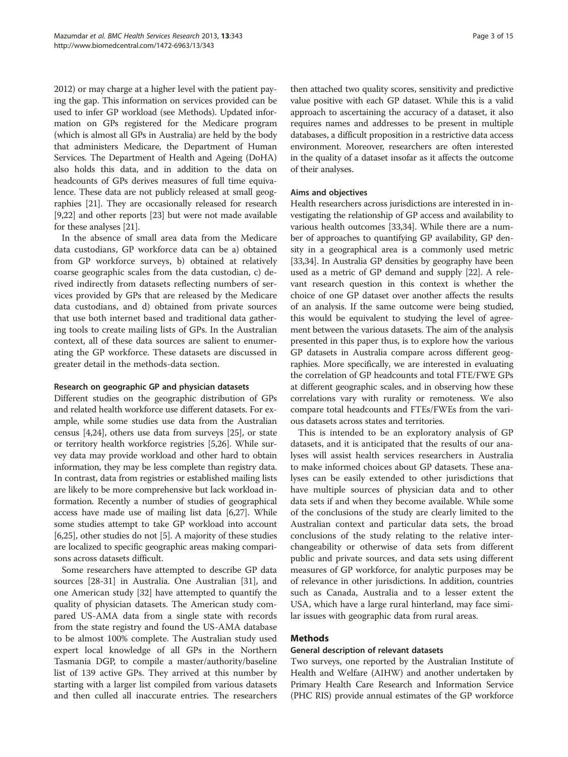2012) or may charge at a higher level with the patient paying the gap. This information on services provided can be used to infer GP workload (see Methods). Updated information on GPs registered for the Medicare program (which is almost all GPs in Australia) are held by the body that administers Medicare, the Department of Human Services. The Department of Health and Ageing (DoHA) also holds this data, and in addition to the data on headcounts of GPs derives measures of full time equivalence. These data are not publicly released at small geographies [21]. They are occasionally released for research [9,22] and other reports [23] but were not made available for these analyses [21].

In the absence of small area data from the Medicare data custodians, GP workforce data can be a) obtained from GP workforce surveys, b) obtained at relatively coarse geographic scales from the data custodian, c) derived indirectly from datasets reflecting numbers of services provided by GPs that are released by the Medicare data custodians, and d) obtained from private sources that use both internet based and traditional data gathering tools to create mailing lists of GPs. In the Australian context, all of these data sources are salient to enumerating the GP workforce. These datasets are discussed in greater detail in the methods-data section.

#### Research on geographic GP and physician datasets

Different studies on the geographic distribution of GPs and related health workforce use different datasets. For example, while some studies use data from the Australian census [4,24], others use data from surveys [25], or state or territory health workforce registries [5,26]. While survey data may provide workload and other hard to obtain information, they may be less complete than registry data. In contrast, data from registries or established mailing lists are likely to be more comprehensive but lack workload information. Recently a number of studies of geographical access have made use of mailing list data [6,27]. While some studies attempt to take GP workload into account [6,25], other studies do not [5]. A majority of these studies are localized to specific geographic areas making comparisons across datasets difficult.

Some researchers have attempted to describe GP data sources [28-31] in Australia. One Australian [31], and one American study [32] have attempted to quantify the quality of physician datasets. The American study compared US-AMA data from a single state with records from the state registry and found the US-AMA database to be almost 100% complete. The Australian study used expert local knowledge of all GPs in the Northern Tasmania DGP, to compile a master/authority/baseline list of 139 active GPs. They arrived at this number by starting with a larger list compiled from various datasets and then culled all inaccurate entries. The researchers then attached two quality scores, sensitivity and predictive value positive with each GP dataset. While this is a valid approach to ascertaining the accuracy of a dataset, it also requires names and addresses to be present in multiple databases, a difficult proposition in a restrictive data access environment. Moreover, researchers are often interested in the quality of a dataset insofar as it affects the outcome of their analyses.

#### Aims and objectives

Health researchers across jurisdictions are interested in investigating the relationship of GP access and availability to various health outcomes [33,34]. While there are a number of approaches to quantifying GP availability, GP density in a geographical area is a commonly used metric [33,34]. In Australia GP densities by geography have been used as a metric of GP demand and supply [22]. A relevant research question in this context is whether the choice of one GP dataset over another affects the results of an analysis. If the same outcome were being studied, this would be equivalent to studying the level of agreement between the various datasets. The aim of the analysis presented in this paper thus, is to explore how the various GP datasets in Australia compare across different geographies. More specifically, we are interested in evaluating the correlation of GP headcounts and total FTE/FWE GPs at different geographic scales, and in observing how these correlations vary with rurality or remoteness. We also compare total headcounts and FTEs/FWEs from the various datasets across states and territories.

This is intended to be an exploratory analysis of GP datasets, and it is anticipated that the results of our analyses will assist health services researchers in Australia to make informed choices about GP datasets. These analyses can be easily extended to other jurisdictions that have multiple sources of physician data and to other data sets if and when they become available. While some of the conclusions of the study are clearly limited to the Australian context and particular data sets, the broad conclusions of the study relating to the relative interchangeability or otherwise of data sets from different public and private sources, and data sets using different measures of GP workforce, for analytic purposes may be of relevance in other jurisdictions. In addition, countries such as Canada, Australia and to a lesser extent the USA, which have a large rural hinterland, may face similar issues with geographic data from rural areas.

## Methods

### General description of relevant datasets

Two surveys, one reported by the Australian Institute of Health and Welfare (AIHW) and another undertaken by Primary Health Care Research and Information Service (PHC RIS) provide annual estimates of the GP workforce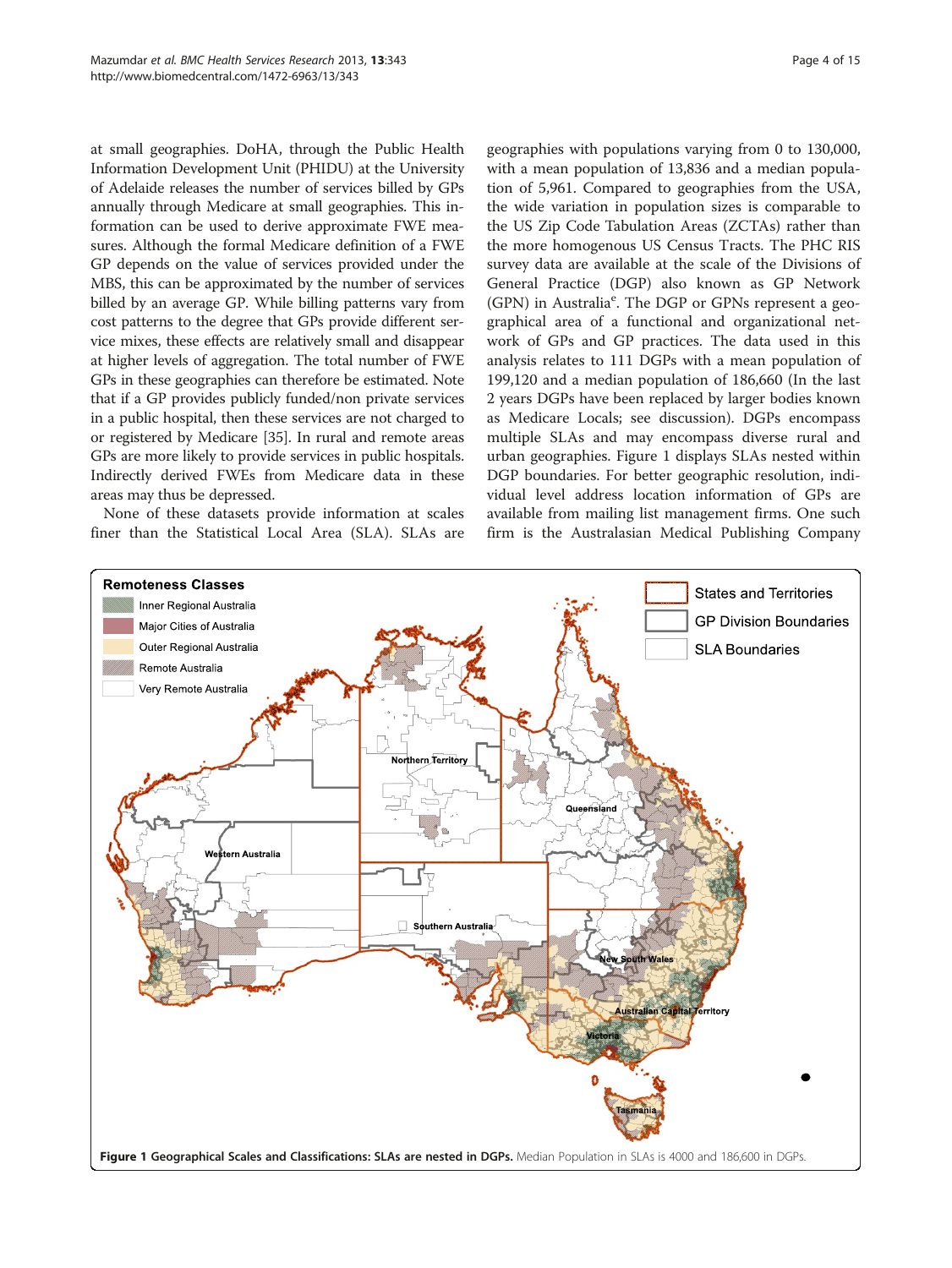at small geographies. DoHA, through the Public Health Information Development Unit (PHIDU) at the University of Adelaide releases the number of services billed by GPs annually through Medicare at small geographies. This information can be used to derive approximate FWE measures. Although the formal Medicare definition of a FWE GP depends on the value of services provided under the MBS, this can be approximated by the number of services billed by an average GP. While billing patterns vary from cost patterns to the degree that GPs provide different service mixes, these effects are relatively small and disappear at higher levels of aggregation. The total number of FWE GPs in these geographies can therefore be estimated. Note that if a GP provides publicly funded/non private services in a public hospital, then these services are not charged to or registered by Medicare [35]. In rural and remote areas GPs are more likely to provide services in public hospitals. Indirectly derived FWEs from Medicare data in these areas may thus be depressed.

None of these datasets provide information at scales finer than the Statistical Local Area (SLA). SLAs are geographies with populations varying from 0 to 130,000, with a mean population of 13,836 and a median population of 5,961. Compared to geographies from the USA, the wide variation in population sizes is comparable to the US Zip Code Tabulation Areas (ZCTAs) rather than the more homogenous US Census Tracts. The PHC RIS survey data are available at the scale of the Divisions of General Practice (DGP) also known as GP Network (GPN) in Australia[e]. The DGP or GPNs represent a geographical area of a functional and organizational network of GPs and GP practices. The data used in this analysis relates to 111 DGPs with a mean population of 199,120 and a median population of 186,660 (In the last 2 years DGPs have been replaced by larger bodies known as Medicare Locals; see discussion). DGPs encompass multiple SLAs and may encompass diverse rural and urban geographies. Figure 1 displays SLAs nested within DGP boundaries. For better geographic resolution, individual level address location information of GPs are available from mailing list management firms. One such firm is the Australasian Medical Publishing Company

**Figure 1 Geographical Scales and Classifications: SLAs are nested in DGPs.** Median Population in SLAs is 4000 and 186,600 in DGPs.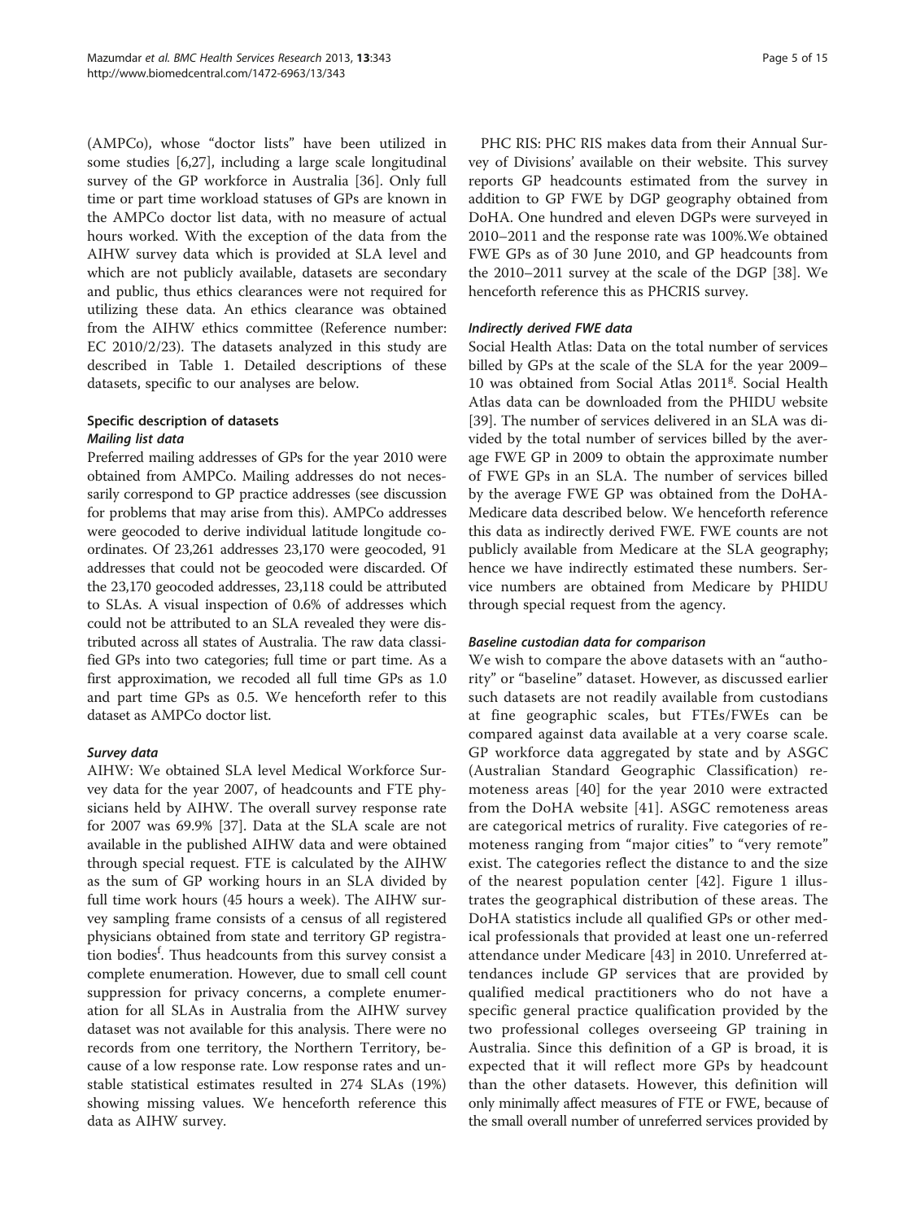(AMPCo), whose "doctor lists" have been utilized in some studies [6,27], including a large scale longitudinal survey of the GP workforce in Australia [36]. Only full time or part time workload statuses of GPs are known in the AMPCo doctor list data, with no measure of actual hours worked. With the exception of the data from the AIHW survey data which is provided at SLA level and which are not publicly available, datasets are secondary and public, thus ethics clearances were not required for utilizing these data. An ethics clearance was obtained from the AIHW ethics committee (Reference number: EC 2010/2/23). The datasets analyzed in this study are described in Table 1. Detailed descriptions of these datasets, specific to our analyses are below.

## Specific description of datasets

### *Mailing list data*

Preferred mailing addresses of GPs for the year 2010 were obtained from AMPCo. Mailing addresses do not necessarily correspond to GP practice addresses (see discussion for problems that may arise from this). AMPCo addresses were geocoded to derive individual latitude longitude coordinates. Of 23,261 addresses 23,170 were geocoded, 91 addresses that could not be geocoded were discarded. Of the 23,170 geocoded addresses, 23,118 could be attributed to SLAs. A visual inspection of 0.6% of addresses which could not be attributed to an SLA revealed they were distributed across all states of Australia. The raw data classified GPs into two categories; full time or part time. As a first approximation, we recoded all full time GPs as 1.0 and part time GPs as 0.5. We henceforth refer to this dataset as AMPCo doctor list.

### *Survey data*

AIHW: We obtained SLA level Medical Workforce Survey data for the year 2007, of headcounts and FTE physicians held by AIHW. The overall survey response rate for 2007 was 69.9% [37]. Data at the SLA scale are not available in the published AIHW data and were obtained through special request. FTE is calculated by the AIHW as the sum of GP working hours in an SLA divided by full time work hours (45 hours a week). The AIHW survey sampling frame consists of a census of all registered physicians obtained from state and territory GP registration bodies[f]. Thus headcounts from this survey consist a complete enumeration. However, due to small cell count suppression for privacy concerns, a complete enumeration for all SLAs in Australia from the AIHW survey dataset was not available for this analysis. There were no records from one territory, the Northern Territory, because of a low response rate. Low response rates and unstable statistical estimates resulted in 274 SLAs (19%) showing missing values. We henceforth reference this data as AIHW survey.

PHC RIS: PHC RIS makes data from their Annual Survey of Divisions' available on their website. This survey reports GP headcounts estimated from the survey in addition to GP FWE by DGP geography obtained from DoHA. One hundred and eleven DGPs were surveyed in 2010–2011 and the response rate was 100%.We obtained FWE GPs as of 30 June 2010, and GP headcounts from the 2010–2011 survey at the scale of the DGP [38]. We henceforth reference this as PHCRIS survey.

### *Indirectly derived FWE data*

Social Health Atlas: Data on the total number of services billed by GPs at the scale of the SLA for the year 2009–10 was obtained from Social Atlas 2011[g]. Social Health Atlas data can be downloaded from the PHIDU website [39]. The number of services delivered in an SLA was divided by the total number of services billed by the average FWE GP in 2009 to obtain the approximate number of FWE GPs in an SLA. The number of services billed by the average FWE GP was obtained from the DoHA-Medicare data described below. We henceforth reference this data as indirectly derived FWE. FWE counts are not publicly available from Medicare at the SLA geography; hence we have indirectly estimated these numbers. Service numbers are obtained from Medicare by PHIDU through special request from the agency.

### *Baseline custodian data for comparison*

We wish to compare the above datasets with an "authority" or "baseline" dataset. However, as discussed earlier such datasets are not readily available from custodians at fine geographic scales, but FTEs/FWEs can be compared against data available at a very coarse scale. GP workforce data aggregated by state and by ASGC (Australian Standard Geographic Classification) remoteness areas [40] for the year 2010 were extracted from the DoHA website [41]. ASGC remoteness areas are categorical metrics of rurality. Five categories of remoteness ranging from "major cities" to "very remote" exist. The categories reflect the distance to and the size of the nearest population center [42]. Figure 1 illustrates the geographical distribution of these areas. The DoHA statistics include all qualified GPs or other medical professionals that provided at least one un-referred attendance under Medicare [43] in 2010. Unreferred attendances include GP services that are provided by qualified medical practitioners who do not have a specific general practice qualification provided by the two professional colleges overseeing GP training in Australia. Since this definition of a GP is broad, it is expected that it will reflect more GPs by headcount than the other datasets. However, this definition will only minimally affect measures of FTE or FWE, because of the small overall number of unreferred services provided by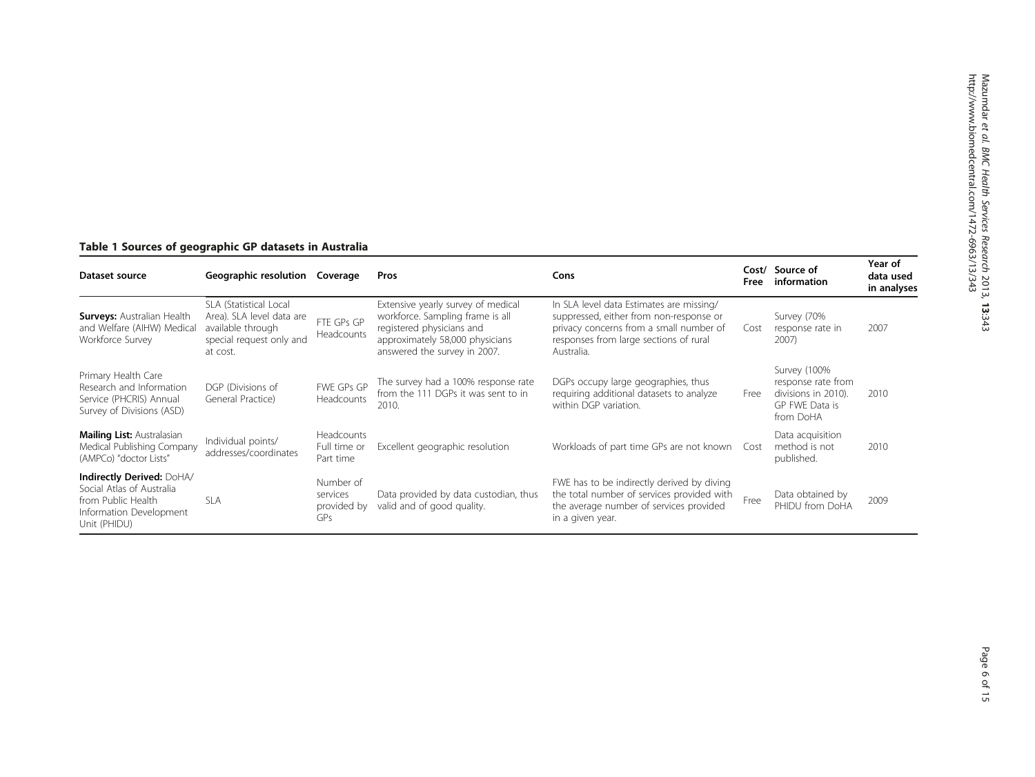**Table 1 Sources of geographic GP datasets in Australia**

| Dataset source | Geographic resolution | Coverage | Pros | Cons | Cost/ Free | Source of information | Year of data used in analyses |
|---|---|---|---|---|---|---|---|
| **Surveys:** Australian Health and Welfare (AIHW) Medical Workforce Survey | SLA (Statistical Local Area). SLA level data are available through special request only and at cost. | FTE GPs GP Headcounts | Extensive yearly survey of medical workforce. Sampling frame is all registered physicians and approximately 58,000 physicians answered the survey in 2007. | In SLA level data Estimates are missing/ suppressed, either from non-response or privacy concerns from a small number of responses from large sections of rural Australia. | Cost | Survey (70% response rate in 2007) | 2007 |
| Primary Health Care Research and Information Service (PHCRIS) Annual Survey of Divisions (ASD) | DGP (Divisions of General Practice) | FWE GPs GP Headcounts | The survey had a 100% response rate from the 111 DGPs it was sent to in 2010. | DGPs occupy large geographies, thus requiring additional datasets to analyze within DGP variation. | Free | Survey (100% response rate from divisions in 2010). GP FWE Data is from DoHA | 2010 |
| **Mailing List:** Australasian Medical Publishing Company (AMPCo) "doctor Lists" | Individual points/ addresses/coordinates | Headcounts Full time or Part time | Excellent geographic resolution | Workloads of part time GPs are not known | Cost | Data acquisition method is not published. | 2010 |
| **Indirectly Derived:** DoHA/ Social Atlas of Australia from Public Health Information Development Unit (PHIDU) | SLA | Number of services provided by GPs | Data provided by data custodian, thus valid and of good quality. | FWE has to be indirectly derived by diving the total number of services provided with the average number of services provided in a given year. | Free | Data obtained by PHIDU from DoHA | 2009 |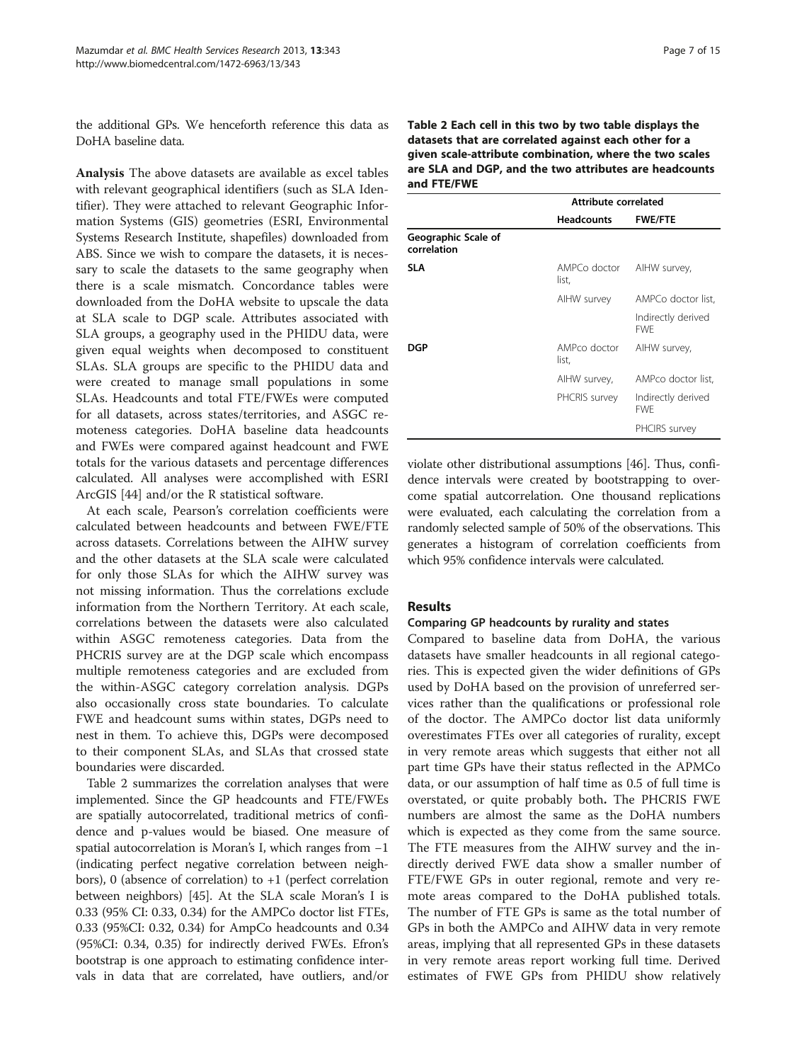the additional GPs. We henceforth reference this data as DoHA baseline data.

**Analysis** The above datasets are available as excel tables with relevant geographical identifiers (such as SLA Identifier). They were attached to relevant Geographic Information Systems (GIS) geometries (ESRI, Environmental Systems Research Institute, shapefiles) downloaded from ABS. Since we wish to compare the datasets, it is necessary to scale the datasets to the same geography when there is a scale mismatch. Concordance tables were downloaded from the DoHA website to upscale the data at SLA scale to DGP scale. Attributes associated with SLA groups, a geography used in the PHIDU data, were given equal weights when decomposed to constituent SLAs. SLA groups are specific to the PHIDU data and were created to manage small populations in some SLAs. Headcounts and total FTE/FWEs were computed for all datasets, across states/territories, and ASGC remoteness categories. DoHA baseline data headcounts and FWEs were compared against headcount and FWE totals for the various datasets and percentage differences calculated. All analyses were accomplished with ESRI ArcGIS [44] and/or the R statistical software.

At each scale, Pearson's correlation coefficients were calculated between headcounts and between FWE/FTE across datasets. Correlations between the AIHW survey and the other datasets at the SLA scale were calculated for only those SLAs for which the AIHW survey was not missing information. Thus the correlations exclude information from the Northern Territory. At each scale, correlations between the datasets were also calculated within ASGC remoteness categories. Data from the PHCRIS survey are at the DGP scale which encompass multiple remoteness categories and are excluded from the within-ASGC category correlation analysis. DGPs also occasionally cross state boundaries. To calculate FWE and headcount sums within states, DGPs need to nest in them. To achieve this, DGPs were decomposed to their component SLAs, and SLAs that crossed state boundaries were discarded.

Table 2 summarizes the correlation analyses that were implemented. Since the GP headcounts and FTE/FWEs are spatially autocorrelated, traditional metrics of confidence and p-values would be biased. One measure of spatial autocorrelation is Moran's I, which ranges from −1 (indicating perfect negative correlation between neighbors), 0 (absence of correlation) to +1 (perfect correlation between neighbors) [45]. At the SLA scale Moran's I is 0.33 (95% CI: 0.33, 0.34) for the AMPCo doctor list FTEs, 0.33 (95%CI: 0.32, 0.34) for AmpCo headcounts and 0.34 (95%CI: 0.34, 0.35) for indirectly derived FWEs. Efron's bootstrap is one approach to estimating confidence intervals in data that are correlated, have outliers, and/or violate other distributional assumptions [46]. Thus, confidence intervals were created by bootstrapping to overcome spatial autcorrelation. One thousand replications were evaluated, each calculating the correlation from a randomly selected sample of 50% of the observations. This generates a histogram of correlation coefficients from which 95% confidence intervals were calculated.

**Table 2 Each cell in this two by two table displays the datasets that are correlated against each other for a given scale-attribute combination, where the two scales are SLA and DGP, and the two attributes are headcounts and FTE/FWE**

| | Attribute correlated | |
|---|---|---|
| | **Headcounts** | **FWE/FTE** |
| **Geographic Scale of correlation** | | |
| **SLA** | AMPCo doctor list, | AIHW survey, |
| | AIHW survey | AMPCo doctor list, |
| | | Indirectly derived FWE |
| **DGP** | AMPco doctor list, | AIHW survey, |
| | AIHW survey, | AMPco doctor list, |
| | PHCRIS survey | Indirectly derived FWE |
| | | PHCIRS survey |

## Results

### Comparing GP headcounts by rurality and states

Compared to baseline data from DoHA, the various datasets have smaller headcounts in all regional categories. This is expected given the wider definitions of GPs used by DoHA based on the provision of unreferred services rather than the qualifications or professional role of the doctor. The AMPCo doctor list data uniformly overestimates FTEs over all categories of rurality, except in very remote areas which suggests that either not all part time GPs have their status reflected in the APMCo data, or our assumption of half time as 0.5 of full time is overstated, or quite probably both**.** The PHCRIS FWE numbers are almost the same as the DoHA numbers which is expected as they come from the same source. The FTE measures from the AIHW survey and the indirectly derived FWE data show a smaller number of FTE/FWE GPs in outer regional, remote and very remote areas compared to the DoHA published totals. The number of FTE GPs is same as the total number of GPs in both the AMPCo and AIHW data in very remote areas, implying that all represented GPs in these datasets in very remote areas report working full time. Derived estimates of FWE GPs from PHIDU show relatively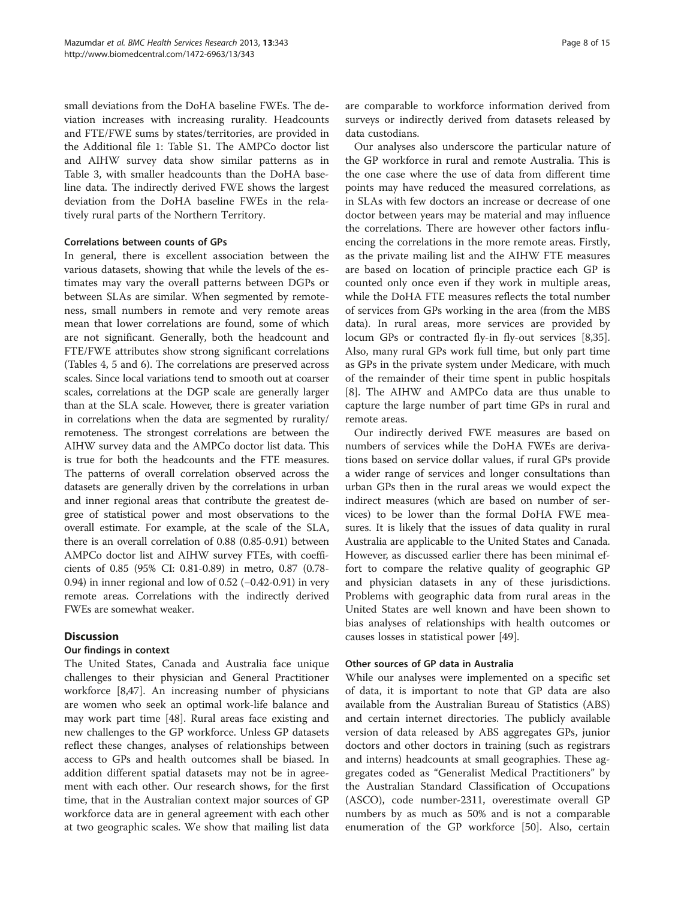small deviations from the DoHA baseline FWEs. The deviation increases with increasing rurality. Headcounts and FTE/FWE sums by states/territories, are provided in the Additional file 1: Table S1. The AMPCo doctor list and AIHW survey data show similar patterns as in Table 3, with smaller headcounts than the DoHA baseline data. The indirectly derived FWE shows the largest deviation from the DoHA baseline FWEs in the relatively rural parts of the Northern Territory.

#### Correlations between counts of GPs

In general, there is excellent association between the various datasets, showing that while the levels of the estimates may vary the overall patterns between DGPs or between SLAs are similar. When segmented by remoteness, small numbers in remote and very remote areas mean that lower correlations are found, some of which are not significant. Generally, both the headcount and FTE/FWE attributes show strong significant correlations (Tables 4, 5 and 6). The correlations are preserved across scales. Since local variations tend to smooth out at coarser scales, correlations at the DGP scale are generally larger than at the SLA scale. However, there is greater variation in correlations when the data are segmented by rurality/remoteness. The strongest correlations are between the AIHW survey data and the AMPCo doctor list data. This is true for both the headcounts and the FTE measures. The patterns of overall correlation observed across the datasets are generally driven by the correlations in urban and inner regional areas that contribute the greatest degree of statistical power and most observations to the overall estimate. For example, at the scale of the SLA, there is an overall correlation of 0.88 (0.85-0.91) between AMPCo doctor list and AIHW survey FTEs, with coefficients of 0.85 (95% CI: 0.81-0.89) in metro, 0.87 (0.78-0.94) in inner regional and low of 0.52 (−0.42-0.91) in very remote areas. Correlations with the indirectly derived FWEs are somewhat weaker.

## Discussion

#### Our findings in context

The United States, Canada and Australia face unique challenges to their physician and General Practitioner workforce [8,47]. An increasing number of physicians are women who seek an optimal work-life balance and may work part time [48]. Rural areas face existing and new challenges to the GP workforce. Unless GP datasets reflect these changes, analyses of relationships between access to GPs and health outcomes shall be biased. In addition different spatial datasets may not be in agreement with each other. Our research shows, for the first time, that in the Australian context major sources of GP workforce data are in general agreement with each other at two geographic scales. We show that mailing list data are comparable to workforce information derived from surveys or indirectly derived from datasets released by data custodians.

Our analyses also underscore the particular nature of the GP workforce in rural and remote Australia. This is the one case where the use of data from different time points may have reduced the measured correlations, as in SLAs with few doctors an increase or decrease of one doctor between years may be material and may influence the correlations. There are however other factors influencing the correlations in the more remote areas. Firstly, as the private mailing list and the AIHW FTE measures are based on location of principle practice each GP is counted only once even if they work in multiple areas, while the DoHA FTE measures reflects the total number of services from GPs working in the area (from the MBS data). In rural areas, more services are provided by locum GPs or contracted fly-in fly-out services [8,35]. Also, many rural GPs work full time, but only part time as GPs in the private system under Medicare, with much of the remainder of their time spent in public hospitals [8]. The AIHW and AMPCo data are thus unable to capture the large number of part time GPs in rural and remote areas.

Our indirectly derived FWE measures are based on numbers of services while the DoHA FWEs are derivations based on service dollar values, if rural GPs provide a wider range of services and longer consultations than urban GPs then in the rural areas we would expect the indirect measures (which are based on number of services) to be lower than the formal DoHA FWE measures. It is likely that the issues of data quality in rural Australia are applicable to the United States and Canada. However, as discussed earlier there has been minimal effort to compare the relative quality of geographic GP and physician datasets in any of these jurisdictions. Problems with geographic data from rural areas in the United States are well known and have been shown to bias analyses of relationships with health outcomes or causes losses in statistical power [49].

#### Other sources of GP data in Australia

While our analyses were implemented on a specific set of data, it is important to note that GP data are also available from the Australian Bureau of Statistics (ABS) and certain internet directories. The publicly available version of data released by ABS aggregates GPs, junior doctors and other doctors in training (such as registrars and interns) headcounts at small geographies. These aggregates coded as "Generalist Medical Practitioners" by the Australian Standard Classification of Occupations (ASCO), code number-2311, overestimate overall GP numbers by as much as 50% and is not a comparable enumeration of the GP workforce [50]. Also, certain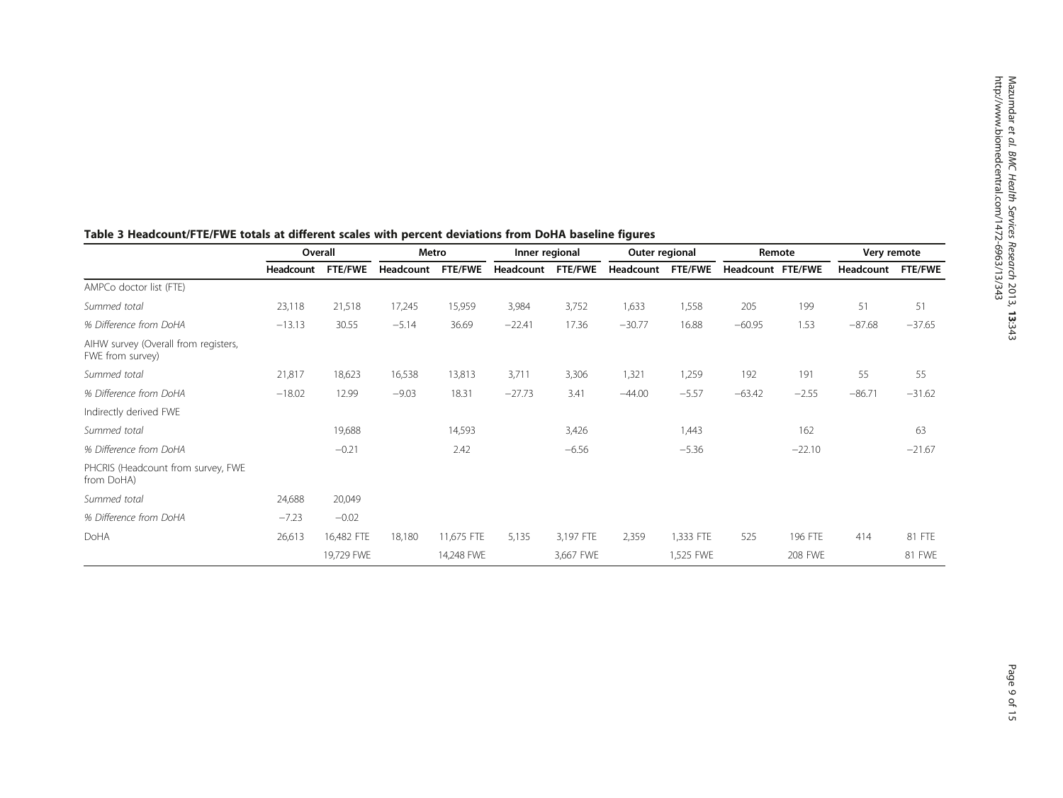**Table 3 Headcount/FTE/FWE totals at different scales with percent deviations from DoHA baseline figures**

| | Overall | | Metro | | Inner regional | | Outer regional | | Remote | | Very remote | |
|---|---|---|---|---|---|---|---|---|---|---|---|---|
| | Headcount | FTE/FWE | Headcount | FTE/FWE | Headcount | FTE/FWE | Headcount | FTE/FWE | Headcount | FTE/FWE | Headcount | FTE/FWE |
| AMPCo doctor list (FTE) | | | | | | | | | | | | |
| *Summed total* | 23,118 | 21,518 | 17,245 | 15,959 | 3,984 | 3,752 | 1,633 | 1,558 | 205 | 199 | 51 | 51 |
| *% Difference from DoHA* | −13.13 | 30.55 | −5.14 | 36.69 | −22.41 | 17.36 | −30.77 | 16.88 | −60.95 | 1.53 | −87.68 | −37.65 |
| AIHW survey (Overall from registers, FWE from survey) | | | | | | | | | | | | |
| *Summed total* | 21,817 | 18,623 | 16,538 | 13,813 | 3,711 | 3,306 | 1,321 | 1,259 | 192 | 191 | 55 | 55 |
| *% Difference from DoHA* | −18.02 | 12.99 | −9.03 | 18.31 | −27.73 | 3.41 | −44.00 | −5.57 | −63.42 | −2.55 | −86.71 | −31.62 |
| Indirectly derived FWE | | | | | | | | | | | | |
| *Summed total* | | 19,688 | | 14,593 | | 3,426 | | 1,443 | | 162 | | 63 |
| *% Difference from DoHA* | | −0.21 | | 2.42 | | −6.56 | | −5.36 | | −22.10 | | −21.67 |
| PHCRIS (Headcount from survey, FWE from DoHA) | | | | | | | | | | | | |
| *Summed total* | 24,688 | 20,049 | | | | | | | | | | |
| *% Difference from DoHA* | −7.23 | −0.02 | | | | | | | | | | |
| DoHA | 26,613 | 16,482 FTE | 18,180 | 11,675 FTE | 5,135 | 3,197 FTE | 2,359 | 1,333 FTE | 525 | 196 FTE | 414 | 81 FTE |
| | | 19,729 FWE | | 14,248 FWE | | 3,667 FWE | | 1,525 FWE | | 208 FWE | | 81 FWE |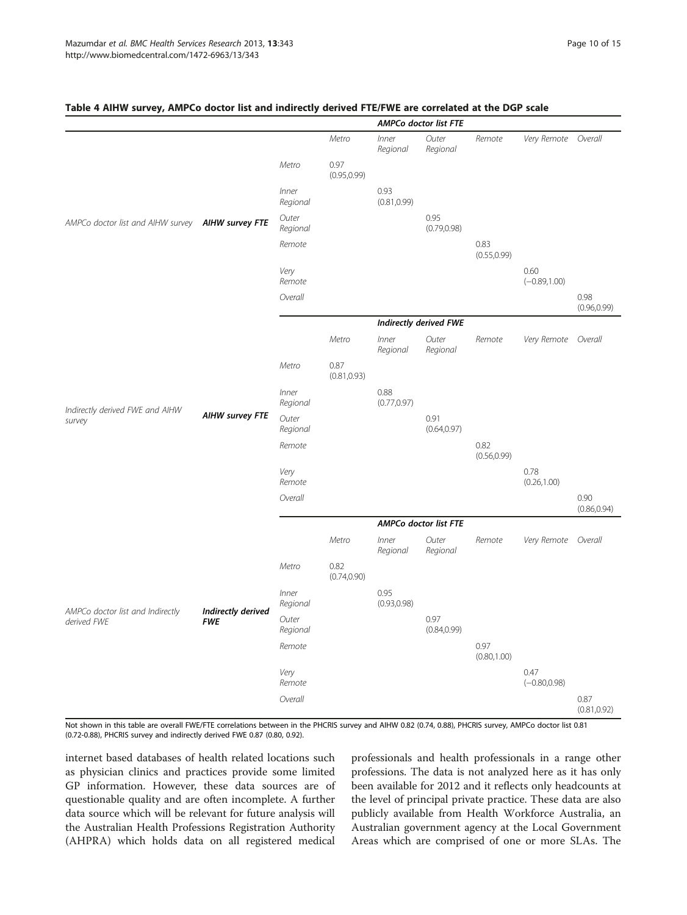**Table 4 AIHW survey, AMPCo doctor list and indirectly derived FTE/FWE are correlated at the DGP scale**

| | | | AMPCo doctor list FTE | | | | | |
|---|---|---|---|---|---|---|---|---|
| | | | Metro | Inner Regional | Outer Regional | Remote | Very Remote | Overall |
| AMPCo doctor list and AIHW survey | **AIHW survey FTE** | Metro | 0.97 (0.95,0.99) | | | | | |
| | | Inner Regional | | 0.93 (0.81,0.99) | | | | |
| | | Outer Regional | | | 0.95 (0.79,0.98) | | | |
| | | Remote | | | | 0.83 (0.55,0.99) | | |
| | | Very Remote | | | | | 0.60 (−0.89,1.00) | |
| | | Overall | | | | | | 0.98 (0.96,0.99) |
| | | | **Indirectly derived FWE** | | | | | |
| | | | Metro | Inner Regional | Outer Regional | Remote | Very Remote | Overall |
| Indirectly derived FWE and AIHW survey | **AIHW survey FTE** | Metro | 0.87 (0.81,0.93) | | | | | |
| | | Inner Regional | | 0.88 (0.77,0.97) | | | | |
| | | Outer Regional | | | 0.91 (0.64,0.97) | | | |
| | | Remote | | | | 0.82 (0.56,0.99) | | |
| | | Very Remote | | | | | 0.78 (0.26,1.00) | |
| | | Overall | | | | | | 0.90 (0.86,0.94) |
| | | | **AMPCo doctor list FTE** | | | | | |
| | | | Metro | Inner Regional | Outer Regional | Remote | Very Remote | Overall |
| AMPCo doctor list and Indirectly derived FWE | **Indirectly derived FWE** | Metro | 0.82 (0.74,0.90) | | | | | |
| | | Inner Regional | | 0.95 (0.93,0.98) | | | | |
| | | Outer Regional | | | 0.97 (0.84,0.99) | | | |
| | | Remote | | | | 0.97 (0.80,1.00) | | |
| | | Very Remote | | | | | 0.47 (−0.80,0.98) | |
| | | Overall | | | | | | 0.87 (0.81,0.92) |

Not shown in this table are overall FWE/FTE correlations between in the PHCRIS survey and AIHW 0.82 (0.74, 0.88), PHCRIS survey, AMPCo doctor list 0.81 (0.72-0.88), PHCRIS survey and indirectly derived FWE 0.87 (0.80, 0.92).

internet based databases of health related locations such as physician clinics and practices provide some limited GP information. However, these data sources are of questionable quality and are often incomplete. A further data source which will be relevant for future analysis will the Australian Health Professions Registration Authority (AHPRA) which holds data on all registered medical professionals and health professionals in a range other professions. The data is not analyzed here as it has only been available for 2012 and it reflects only headcounts at the level of principal private practice. These data are also publicly available from Health Workforce Australia, an Australian government agency at the Local Government Areas which are comprised of one or more SLAs. The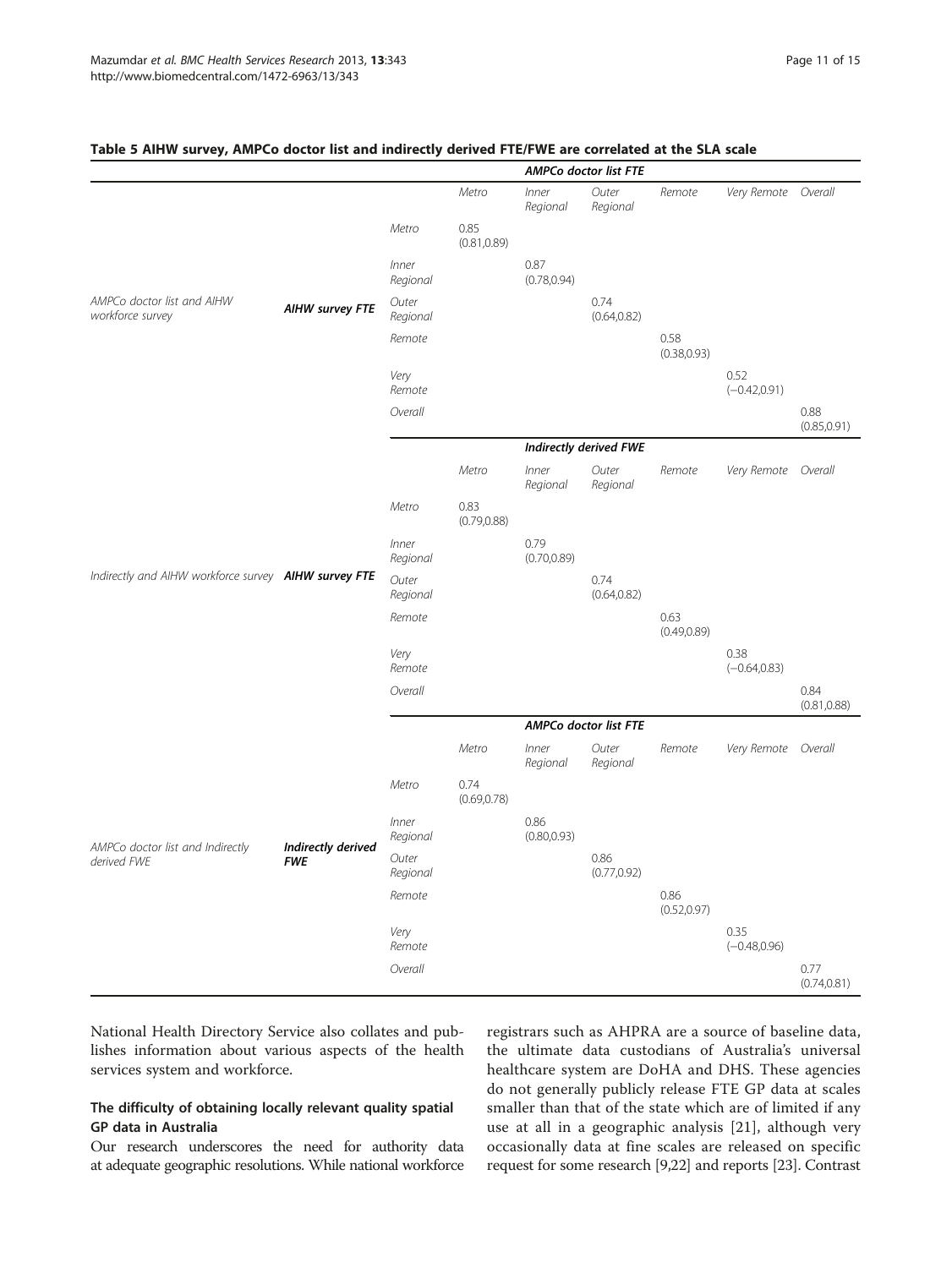**Table 5 AIHW survey, AMPCo doctor list and indirectly derived FTE/FWE are correlated at the SLA scale**

| | | | *AMPCo doctor list FTE* | | | | | |
|---|---|---|---|---|---|---|---|---|
| | | | *Metro* | *Inner Regional* | *Outer Regional* | *Remote* | *Very Remote* | *Overall* |
| *AMPCo doctor list and AIHW workforce survey* | ***AIHW survey FTE*** | *Metro* | 0.85 (0.81,0.89) | | | | | |
| | | *Inner Regional* | | 0.87 (0.78,0.94) | | | | |
| | | *Outer Regional* | | | 0.74 (0.64,0.82) | | | |
| | | *Remote* | | | | 0.58 (0.38,0.93) | | |
| | | *Very Remote* | | | | | 0.52 (−0.42,0.91) | |
| | | *Overall* | | | | | | 0.88 (0.85,0.91) |
| | | | ***Indirectly derived FWE*** | | | | | |
| | | | *Metro* | *Inner Regional* | *Outer Regional* | *Remote* | *Very Remote* | *Overall* |
| *Indirectly and AIHW workforce survey* | ***AIHW survey FTE*** | *Metro* | 0.83 (0.79,0.88) | | | | | |
| | | *Inner Regional* | | 0.79 (0.70,0.89) | | | | |
| | | *Outer Regional* | | | 0.74 (0.64,0.82) | | | |
| | | *Remote* | | | | 0.63 (0.49,0.89) | | |
| | | *Very Remote* | | | | | 0.38 (−0.64,0.83) | |
| | | *Overall* | | | | | | 0.84 (0.81,0.88) |
| | | | ***AMPCo doctor list FTE*** | | | | | |
| | | | *Metro* | *Inner Regional* | *Outer Regional* | *Remote* | *Very Remote* | *Overall* |
| *AMPCo doctor list and Indirectly derived FWE* | ***Indirectly derived FWE*** | *Metro* | 0.74 (0.69,0.78) | | | | | |
| | | *Inner Regional* | | 0.86 (0.80,0.93) | | | | |
| | | *Outer Regional* | | | 0.86 (0.77,0.92) | | | |
| | | *Remote* | | | | 0.86 (0.52,0.97) | | |
| | | *Very Remote* | | | | | 0.35 (−0.48,0.96) | |
| | | *Overall* | | | | | | 0.77 (0.74,0.81) |

National Health Directory Service also collates and publishes information about various aspects of the health services system and workforce.

### The difficulty of obtaining locally relevant quality spatial GP data in Australia

Our research underscores the need for authority data at adequate geographic resolutions. While national workforce registrars such as AHPRA are a source of baseline data, the ultimate data custodians of Australia's universal healthcare system are DoHA and DHS. These agencies do not generally publicly release FTE GP data at scales smaller than that of the state which are of limited if any use at all in a geographic analysis [21], although very occasionally data at fine scales are released on specific request for some research [9,22] and reports [23]. Contrast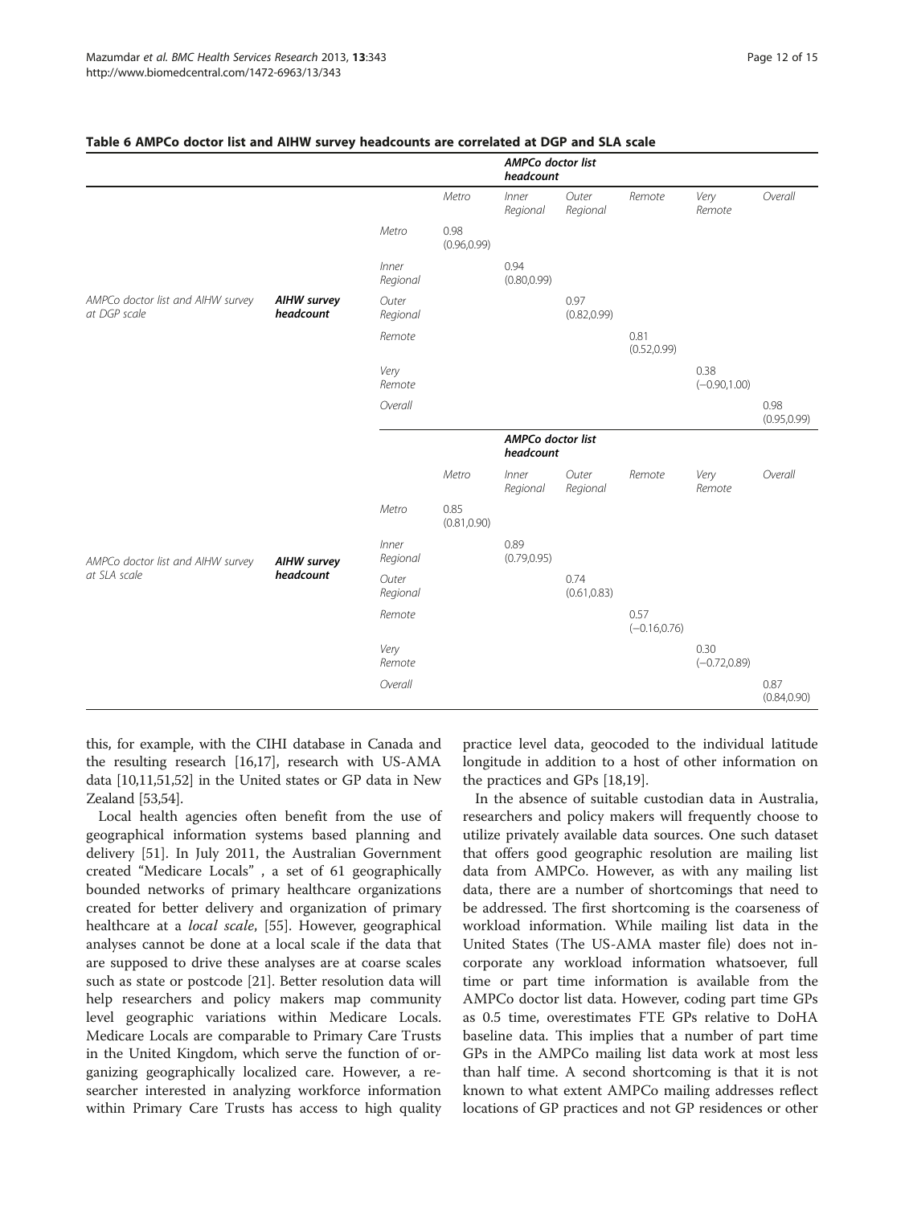**Table 6 AMPCo doctor list and AIHW survey headcounts are correlated at DGP and SLA scale**

| | | | AMPCo doctor list headcount | | | | | |
|---|---|---|---|---|---|---|---|---|
| | | | *Metro* | *Inner Regional* | *Outer Regional* | *Remote* | *Very Remote* | *Overall* |
| *AMPCo doctor list and AIHW survey at DGP scale* | **AIHW survey headcount** | *Metro* | 0.98 (0.96,0.99) | | | | | |
| | | *Inner Regional* | | 0.94 (0.80,0.99) | | | | |
| | | *Outer Regional* | | | 0.97 (0.82,0.99) | | | |
| | | *Remote* | | | | 0.81 (0.52,0.99) | | |
| | | *Very Remote* | | | | | 0.38 (−0.90,1.00) | |
| | | *Overall* | | | | | | 0.98 (0.95,0.99) |
| | | | **AMPCo doctor list headcount** | | | | | |
| | | | *Metro* | *Inner Regional* | *Outer Regional* | *Remote* | *Very Remote* | *Overall* |
| *AMPCo doctor list and AIHW survey at SLA scale* | **AIHW survey headcount** | *Metro* | 0.85 (0.81,0.90) | | | | | |
| | | *Inner Regional* | | 0.89 (0.79,0.95) | | | | |
| | | *Outer Regional* | | | 0.74 (0.61,0.83) | | | |
| | | *Remote* | | | | 0.57 (−0.16,0.76) | | |
| | | *Very Remote* | | | | | 0.30 (−0.72,0.89) | |
| | | *Overall* | | | | | | 0.87 (0.84,0.90) |

this, for example, with the CIHI database in Canada and the resulting research [16,17], research with US-AMA data [10,11,51,52] in the United states or GP data in New Zealand [53,54].

Local health agencies often benefit from the use of geographical information systems based planning and delivery [51]. In July 2011, the Australian Government created "Medicare Locals" , a set of 61 geographically bounded networks of primary healthcare organizations created for better delivery and organization of primary healthcare at a *local scale*, [55]. However, geographical analyses cannot be done at a local scale if the data that are supposed to drive these analyses are at coarse scales such as state or postcode [21]. Better resolution data will help researchers and policy makers map community level geographic variations within Medicare Locals. Medicare Locals are comparable to Primary Care Trusts in the United Kingdom, which serve the function of organizing geographically localized care. However, a researcher interested in analyzing workforce information within Primary Care Trusts has access to high quality practice level data, geocoded to the individual latitude longitude in addition to a host of other information on the practices and GPs [18,19].

In the absence of suitable custodian data in Australia, researchers and policy makers will frequently choose to utilize privately available data sources. One such dataset that offers good geographic resolution are mailing list data from AMPCo. However, as with any mailing list data, there are a number of shortcomings that need to be addressed. The first shortcoming is the coarseness of workload information. While mailing list data in the United States (The US-AMA master file) does not incorporate any workload information whatsoever, full time or part time information is available from the AMPCo doctor list data. However, coding part time GPs as 0.5 time, overestimates FTE GPs relative to DoHA baseline data. This implies that a number of part time GPs in the AMPCo mailing list data work at most less than half time. A second shortcoming is that it is not known to what extent AMPCo mailing addresses reflect locations of GP practices and not GP residences or other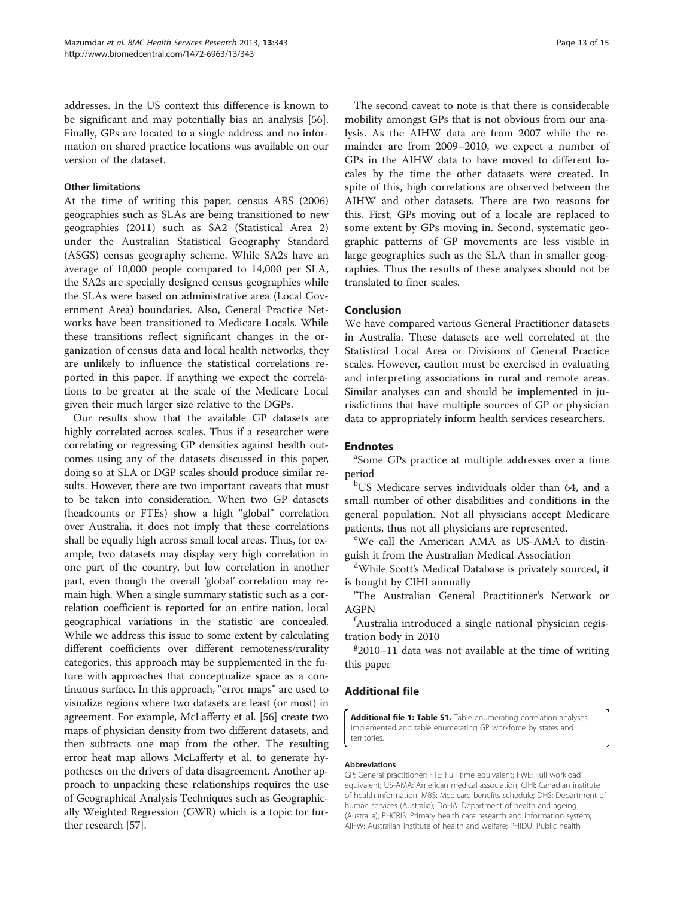addresses. In the US context this difference is known to be significant and may potentially bias an analysis [56]. Finally, GPs are located to a single address and no information on shared practice locations was available on our version of the dataset.

#### Other limitations

At the time of writing this paper, census ABS (2006) geographies such as SLAs are being transitioned to new geographies (2011) such as SA2 (Statistical Area 2) under the Australian Statistical Geography Standard (ASGS) census geography scheme. While SA2s have an average of 10,000 people compared to 14,000 per SLA, the SA2s are specially designed census geographies while the SLAs were based on administrative area (Local Government Area) boundaries. Also, General Practice Networks have been transitioned to Medicare Locals. While these transitions reflect significant changes in the organization of census data and local health networks, they are unlikely to influence the statistical correlations reported in this paper. If anything we expect the correlations to be greater at the scale of the Medicare Local given their much larger size relative to the DGPs.

Our results show that the available GP datasets are highly correlated across scales. Thus if a researcher were correlating or regressing GP densities against health outcomes using any of the datasets discussed in this paper, doing so at SLA or DGP scales should produce similar results. However, there are two important caveats that must to be taken into consideration. When two GP datasets (headcounts or FTEs) show a high "global" correlation over Australia, it does not imply that these correlations shall be equally high across small local areas. Thus, for example, two datasets may display very high correlation in one part of the country, but low correlation in another part, even though the overall 'global' correlation may remain high. When a single summary statistic such as a correlation coefficient is reported for an entire nation, local geographical variations in the statistic are concealed. While we address this issue to some extent by calculating different coefficients over different remoteness/rurality categories, this approach may be supplemented in the future with approaches that conceptualize space as a continuous surface. In this approach, "error maps" are used to visualize regions where two datasets are least (or most) in agreement. For example, McLafferty et al. [56] create two maps of physician density from two different datasets, and then subtracts one map from the other. The resulting error heat map allows McLafferty et al. to generate hypotheses on the drivers of data disagreement. Another approach to unpacking these relationships requires the use of Geographical Analysis Techniques such as Geographically Weighted Regression (GWR) which is a topic for further research [57].

The second caveat to note is that there is considerable mobility amongst GPs that is not obvious from our analysis. As the AIHW data are from 2007 while the remainder are from 2009–2010, we expect a number of GPs in the AIHW data to have moved to different locales by the time the other datasets were created. In spite of this, high correlations are observed between the AIHW and other datasets. There are two reasons for this. First, GPs moving out of a locale are replaced to some extent by GPs moving in. Second, systematic geographic patterns of GP movements are less visible in large geographies such as the SLA than in smaller geographies. Thus the results of these analyses should not be translated to finer scales.

## Conclusion

We have compared various General Practitioner datasets in Australia. These datasets are well correlated at the Statistical Local Area or Divisions of General Practice scales. However, caution must be exercised in evaluating and interpreting associations in rural and remote areas. Similar analyses can and should be implemented in jurisdictions that have multiple sources of GP or physician data to appropriately inform health services researchers.

## Endnotes

[a]Some GPs practice at multiple addresses over a time period

[b]US Medicare serves individuals older than 64, and a small number of other disabilities and conditions in the general population. Not all physicians accept Medicare patients, thus not all physicians are represented.

[c]We call the American AMA as US-AMA to distinguish it from the Australian Medical Association

[d]While Scott's Medical Database is privately sourced, it is bought by CIHI annually

[e]The Australian General Practitioner's Network or AGPN

[f]Australia introduced a single national physician registration body in 2010

[g]2010–11 data was not available at the time of writing this paper

## Additional file

**Additional file 1: Table S1.** Table enumerating correlation analyses implemented and table enumerating GP workforce by states and territories.

#### Abbreviations

GP: General practitioner; FTE: Full time equivalent; FWE: Full workload equivalent; US-AMA: American medical association; CIHI: Canadian institute of health information; MBS: Medicare benefits schedule; DHS: Department of human services (Australia); DoHA: Department of health and ageing (Australia); PHCRIS: Primary health care research and information system; AIHW: Australian institute of health and welfare; PHIDU: Public health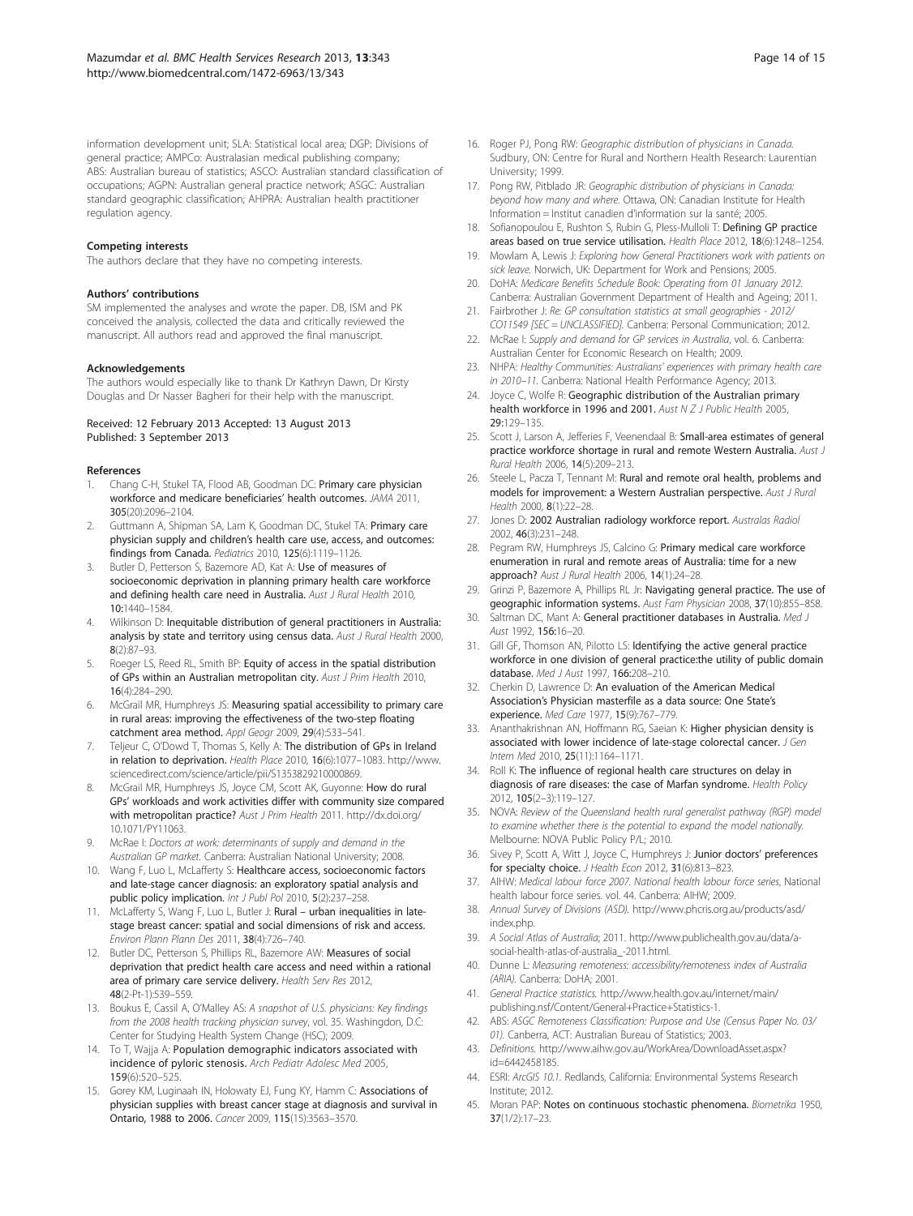information development unit; SLA: Statistical local area; DGP: Divisions of general practice; AMPCo: Australasian medical publishing company; ABS: Australian bureau of statistics; ASCO: Australian standard classification of occupations; AGPN: Australian general practice network; ASGC: Australian standard geographic classification; AHPRA: Australian health practitioner regulation agency.

### Competing interests

The authors declare that they have no competing interests.

### Authors' contributions

SM implemented the analyses and wrote the paper. DB, ISM and PK conceived the analysis, collected the data and critically reviewed the manuscript. All authors read and approved the final manuscript.

### Acknowledgements

The authors would especially like to thank Dr Kathryn Dawn, Dr Kirsty Douglas and Dr Nasser Bagheri for their help with the manuscript.

Received: 12 February 2013 Accepted: 13 August 2013
Published: 3 September 2013

### References

1. Chang C-H, Stukel TA, Flood AB, Goodman DC: **Primary care physician workforce and medicare beneficiaries' health outcomes.** *JAMA* 2011, **305**(20):2096–2104.
2. Guttmann A, Shipman SA, Lam K, Goodman DC, Stukel TA: **Primary care physician supply and children's health care use, access, and outcomes: findings from Canada.** *Pediatrics* 2010, **125**(6):1119–1126.
3. Butler D, Petterson S, Bazemore AD, Kat A: **Use of measures of socioeconomic deprivation in planning primary health care workforce and defining health care need in Australia.** *Aust J Rural Health* 2010, **10:**1440–1584.
4. Wilkinson D: **Inequitable distribution of general practitioners in Australia: analysis by state and territory using census data.** *Aust J Rural Health* 2000, **8**(2):87–93.
5. Roeger LS, Reed RL, Smith BP: **Equity of access in the spatial distribution of GPs within an Australian metropolitan city.** *Aust J Prim Health* 2010, **16**(4):284–290.
6. McGrail MR, Humphreys JS: **Measuring spatial accessibility to primary care in rural areas: improving the effectiveness of the two-step floating catchment area method.** *Appl Geogr* 2009, **29**(4):533–541.
7. Teljeur C, O'Dowd T, Thomas S, Kelly A: **The distribution of GPs in Ireland in relation to deprivation.** *Health Place* 2010, **16**(6):1077–1083. http://www.sciencedirect.com/science/article/pii/S1353829210000869.
8. McGrail MR, Humphreys JS, Joyce CM, Scott AK, Guyonne: **How do rural GPs' workloads and work activities differ with community size compared with metropolitan practice?** *Aust J Prim Health* 2011. http://dx.doi.org/10.1071/PY11063.
9. McRae I: *Doctors at work: determinants of supply and demand in the Australian GP market.* Canberra: Australian National University; 2008.
10. Wang F, Luo L, McLafferty S: **Healthcare access, socioeconomic factors and late-stage cancer diagnosis: an exploratory spatial analysis and public policy implication.** *Int J Publ Pol* 2010, **5**(2):237–258.
11. McLafferty S, Wang F, Luo L, Butler J: **Rural – urban inequalities in late-stage breast cancer: spatial and social dimensions of risk and access.** *Environ Plann Plann Des* 2011, **38**(4):726–740.
12. Butler DC, Petterson S, Phillips RL, Bazemore AW: **Measures of social deprivation that predict health care access and need within a rational area of primary care service delivery.** *Health Serv Res* 2012, **48**(2-Pt-1):539–559.
13. Boukus E, Cassil A, O'Malley AS: *A snapshot of U.S. physicians: Key findings from the 2008 health tracking physician survey*, vol. 35. Washingdon, D.C: Center for Studying Health System Change (HSC); 2009.
14. To T, Wajja A: **Population demographic indicators associated with incidence of pyloric stenosis.** *Arch Pediatr Adolesc Med* 2005, **159**(6):520–525.
15. Gorey KM, Luginaah IN, Holowaty EJ, Fung KY, Hamm C: **Associations of physician supplies with breast cancer stage at diagnosis and survival in Ontario, 1988 to 2006.** *Cancer* 2009, **115**(15):3563–3570.
16. Roger PJ, Pong RW: *Geographic distribution of physicians in Canada.* Sudbury, ON: Centre for Rural and Northern Health Research: Laurentian University; 1999.
17. Pong RW, Pitblado JR: *Geographic distribution of physicians in Canada: beyond how many and where.* Ottawa, ON: Canadian Institute for Health Information = Institut canadien d'information sur la santé; 2005.
18. Sofianopoulou E, Rushton S, Rubin G, Pless-Mulloli T: **Defining GP practice areas based on true service utilisation.** *Health Place* 2012, **18**(6):1248–1254.
19. Mowlam A, Lewis J: *Exploring how General Practitioners work with patients on sick leave.* Norwich, UK: Department for Work and Pensions; 2005.
20. DoHA: *Medicare Benefits Schedule Book: Operating from 01 January 2012.* Canberra: Australian Government Department of Health and Ageing; 2011.
21. Fairbrother J: *Re: GP consultation statistics at small geographies - 2012/ CO11549 [SEC = UNCLASSIFIED].* Canberra: Personal Communication; 2012.
22. McRae I: *Supply and demand for GP services in Australia*, vol. 6. Canberra: Australian Center for Economic Research on Health; 2009.
23. NHPA: *Healthy Communities: Australians' experiences with primary health care in 2010–11.* Canberra: National Health Performance Agency; 2013.
24. Joyce C, Wolfe R: **Geographic distribution of the Australian primary health workforce in 1996 and 2001.** *Aust N Z J Public Health* 2005, **29:**129–135.
25. Scott J, Larson A, Jefferies F, Veenendaal B: **Small-area estimates of general practice workforce shortage in rural and remote Western Australia.** *Aust J Rural Health* 2006, **14**(5):209–213.
26. Steele L, Pacza T, Tennant M: **Rural and remote oral health, problems and models for improvement: a Western Australian perspective.** *Aust J Rural Health* 2000, **8**(1):22–28.
27. Jones D: **2002 Australian radiology workforce report.** *Australas Radiol* 2002, **46**(3):231–248.
28. Pegram RW, Humphreys JS, Calcino G: **Primary medical care workforce enumeration in rural and remote areas of Australia: time for a new approach?** *Aust J Rural Health* 2006, **14**(1):24–28.
29. Grinzi P, Bazemore A, Phillips RL Jr: **Navigating general practice. The use of geographic information systems.** *Aust Fam Physician* 2008, **37**(10):855–858.
30. Saltman DC, Mant A: **General practitioner databases in Australia.** *Med J Aust* 1992, **156:**16–20.
31. Gill GF, Thomson AN, Pilotto LS: **Identifying the active general practice workforce in one division of general practice:the utility of public domain database.** *Med J Aust* 1997, **166:**208–210.
32. Cherkin D, Lawrence D: **An evaluation of the American Medical Association's Physician masterfile as a data source: One State's experience.** *Med Care* 1977, **15**(9):767–779.
33. Ananthakrishnan AN, Hoffmann RG, Saeian K: **Higher physician density is associated with lower incidence of late-stage colorectal cancer.** *J Gen Intern Med* 2010, **25**(11):1164–1171.
34. Roll K: **The influence of regional health care structures on delay in diagnosis of rare diseases: the case of Marfan syndrome.** *Health Policy* 2012, **105**(2–3):119–127.
35. NOVA: *Review of the Queensland health rural generalist pathway (RGP) model to examine whether there is the potential to expand the model nationally.* Melbourne: NOVA Public Policy P/L; 2010.
36. Sivey P, Scott A, Witt J, Joyce C, Humphreys J: **Junior doctors' preferences for specialty choice.** *J Health Econ* 2012, **31**(6):813–823.
37. AIHW: *Medical labour force 2007. National health labour force series*, National health labour force series. vol. 44. Canberra: AIHW; 2009.
38. *Annual Survey of Divisions (ASD).* http://www.phcris.org.au/products/asd/index.php.
39. *A Social Atlas of Australia*; 2011. http://www.publichealth.gov.au/data/a-social-health-atlas-of-australia_-2011.html.
40. Dunne L: *Measuring remoteness: accessibility/remoteness index of Australia (ARIA).* Canberra: DoHA; 2001.
41. *General Practice statistics.* http://www.health.gov.au/internet/main/publishing.nsf/Content/General+Practice+Statistics-1.
42. ABS: *ASGC Remoteness Classification: Purpose and Use (Census Paper No. 03/01).* Canberra, ACT: Australian Bureau of Statistics; 2003.
43. *Definitions.* http://www.aihw.gov.au/WorkArea/DownloadAsset.aspx?id=6442458185.
44. ESRI: *ArcGIS 10.1.* Redlands, California: Environmental Systems Research Institute; 2012.
45. Moran PAP: **Notes on continuous stochastic phenomena.** *Biometrika* 1950, **37**(1/2):17–23.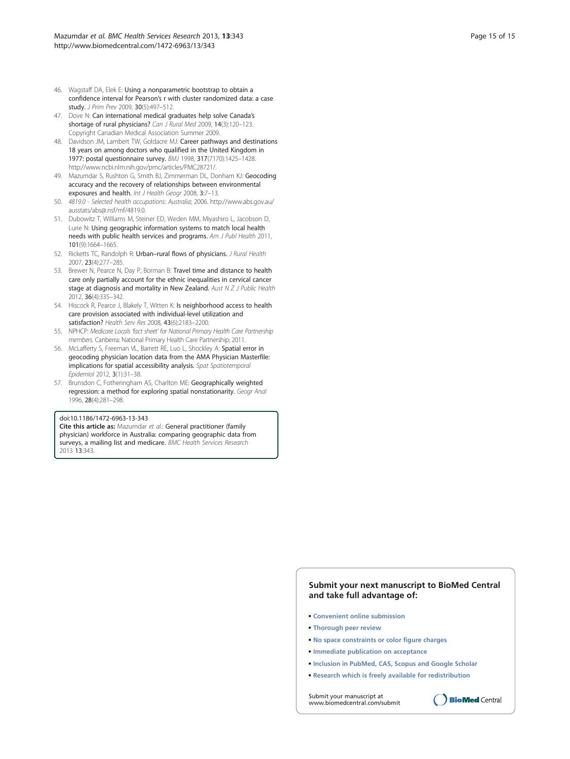46. Wagstaff DA, Elek E: **Using a nonparametric bootstrap to obtain a confidence interval for Pearson's r with cluster randomized data: a case study.** *J Prim Prev* 2009, **30**(5):497–512.
47. Dove N: **Can international medical graduates help solve Canada's shortage of rural physicians?** *Can J Rural Med* 2009, **14**(3):120–123. Copyright Canadian Medical Association Summer 2009.
48. Davidson JM, Lambert TW, Goldacre MJ: **Career pathways and destinations 18 years on among doctors who qualified in the United Kingdom in 1977: postal questionnaire survey.** *BMJ* 1998, **317**(7170):1425–1428. http://www.ncbi.nlm.nih.gov/pmc/articles/PMC28721/.
49. Mazumdar S, Rushton G, Smith BJ, Zimmerman DL, Donham KJ: **Geocoding accuracy and the recovery of relationships between environmental exposures and health.** *Int J Health Geogr* 2008, **3**:7–13.
50. *4819.0 - Selected health occupations: Australia*; 2006. http://www.abs.gov.au/ausstats/abs@.nsf/mf/4819.0.
51. Dubowitz T, Williams M, Steiner ED, Weden MM, Miyashiro L, Jacobson D, Lurie N: **Using geographic information systems to match local health needs with public health services and programs.** *Am J Publ Health* 2011, **101**(9):1664–1665.
52. Ricketts TC, Randolph R: **Urban–rural flows of physicians.** *J Rural Health* 2007, **23**(4):277–285.
53. Brewer N, Pearce N, Day P, Borman B: **Travel time and distance to health care only partially account for the ethnic inequalities in cervical cancer stage at diagnosis and mortality in New Zealand.** *Aust N Z J Public Health* 2012, **36**(4):335–342.
54. Hiscock R, Pearce J, Blakely T, Witten K: **Is neighborhood access to health care provision associated with individual-level utilization and satisfaction?** *Health Serv Res* 2008, **43**(6):2183–2200.
55. NPHCP: *Medicare Locals 'fact sheet' for National Primary Health Care Partnership members.* Canberra: National Primary Health Care Partnership; 2011.
56. McLafferty S, Freeman VL, Barrett RE, Luo L, Shockley A: **Spatial error in geocoding physician location data from the AMA Physician Masterfile: implications for spatial accessibility analysis.** *Spat Spatiotemporal Epidemiol* 2012, **3**(1):31–38.
57. Brunsdon C, Fotheringham AS, Charlton ME: **Geographically weighted regression: a method for exploring spatial nonstationarity.** *Geogr Anal* 1996, **28**(4):281–298.

doi:10.1186/1472-6963-13-343
**Cite this article as:** Mazumdar *et al.*: General practitioner (family physician) workforce in Australia: comparing geographic data from surveys, a mailing list and medicare. *BMC Health Services Research* 2013 **13**:343.

**Submit your next manuscript to BioMed Central and take full advantage of:**

- **Convenient online submission**
- **Thorough peer review**
- **No space constraints or color figure charges**
- **Immediate publication on acceptance**
- **Inclusion in PubMed, CAS, Scopus and Google Scholar**
- **Research which is freely available for redistribution**

Submit your manuscript at
www.biomedcentral.com/submit

BioMed Central